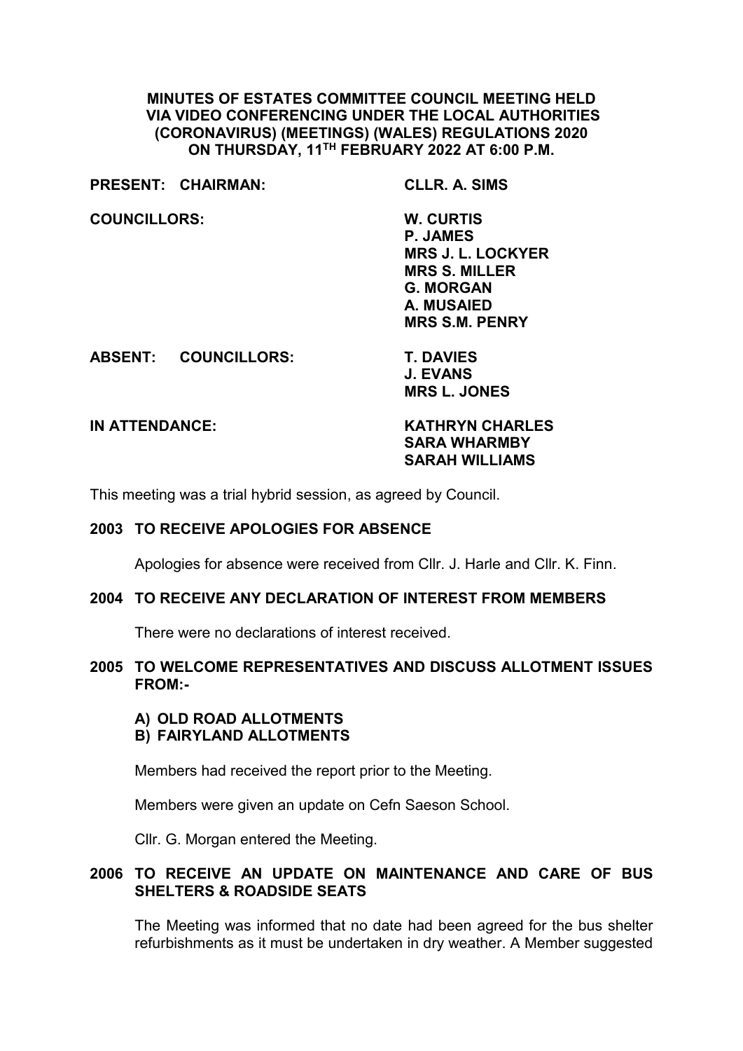**MINUTES OF ESTATES COMMITTEE COUNCIL MEETING HELD VIA VIDEO CONFERENCING UNDER THE LOCAL AUTHORITIES (CORONAVIRUS) (MEETINGS) (WALES) REGULATIONS 2020 ON THURSDAY, 11TH FEBRUARY 2022 AT 6:00 P.M.**

**PRESENT: CHAIRMAN:** **CLLR. A. SIMS**

**COUNCILLORS:**
**W. CURTIS**
**P. JAMES**
**MRS J. L. LOCKYER**
**MRS S. MILLER**
**G. MORGAN**
**A. MUSAIED**
**MRS S.M. PENRY**

**ABSENT: COUNCILLORS:**
**T. DAVIES**
**J. EVANS**
**MRS L. JONES**

**IN ATTENDANCE:**
**KATHRYN CHARLES**
**SARA WHARMBY**
**SARAH WILLIAMS**

This meeting was a trial hybrid session, as agreed by Council.

**2003 TO RECEIVE APOLOGIES FOR ABSENCE**

Apologies for absence were received from Cllr. J. Harle and Cllr. K. Finn.

**2004 TO RECEIVE ANY DECLARATION OF INTEREST FROM MEMBERS**

There were no declarations of interest received.

**2005 TO WELCOME REPRESENTATIVES AND DISCUSS ALLOTMENT ISSUES FROM:-**

**A) OLD ROAD ALLOTMENTS**
**B) FAIRYLAND ALLOTMENTS**

Members had received the report prior to the Meeting.

Members were given an update on Cefn Saeson School.

Cllr. G. Morgan entered the Meeting.

**2006 TO RECEIVE AN UPDATE ON MAINTENANCE AND CARE OF BUS SHELTERS & ROADSIDE SEATS**

The Meeting was informed that no date had been agreed for the bus shelter refurbishments as it must be undertaken in dry weather. A Member suggested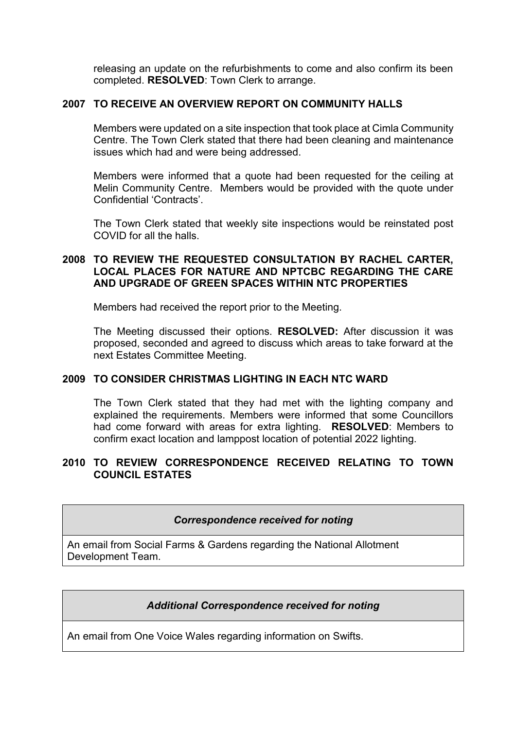releasing an update on the refurbishments to come and also confirm its been completed. **RESOLVED**: Town Clerk to arrange.

## 2007 TO RECEIVE AN OVERVIEW REPORT ON COMMUNITY HALLS

Members were updated on a site inspection that took place at Cimla Community Centre. The Town Clerk stated that there had been cleaning and maintenance issues which had and were being addressed.

Members were informed that a quote had been requested for the ceiling at Melin Community Centre. Members would be provided with the quote under Confidential 'Contracts'.

The Town Clerk stated that weekly site inspections would be reinstated post COVID for all the halls.

## 2008 TO REVIEW THE REQUESTED CONSULTATION BY RACHEL CARTER, LOCAL PLACES FOR NATURE AND NPTCBC REGARDING THE CARE AND UPGRADE OF GREEN SPACES WITHIN NTC PROPERTIES

Members had received the report prior to the Meeting.

The Meeting discussed their options. **RESOLVED:** After discussion it was proposed, seconded and agreed to discuss which areas to take forward at the next Estates Committee Meeting.

## 2009 TO CONSIDER CHRISTMAS LIGHTING IN EACH NTC WARD

The Town Clerk stated that they had met with the lighting company and explained the requirements. Members were informed that some Councillors had come forward with areas for extra lighting. **RESOLVED**: Members to confirm exact location and lamppost location of potential 2022 lighting.

## 2010 TO REVIEW CORRESPONDENCE RECEIVED RELATING TO TOWN COUNCIL ESTATES

| ***Correspondence received for noting*** |
|---|
| An email from Social Farms & Gardens regarding the National Allotment Development Team. |

| ***Additional Correspondence received for noting*** |
|---|
| An email from One Voice Wales regarding information on Swifts. |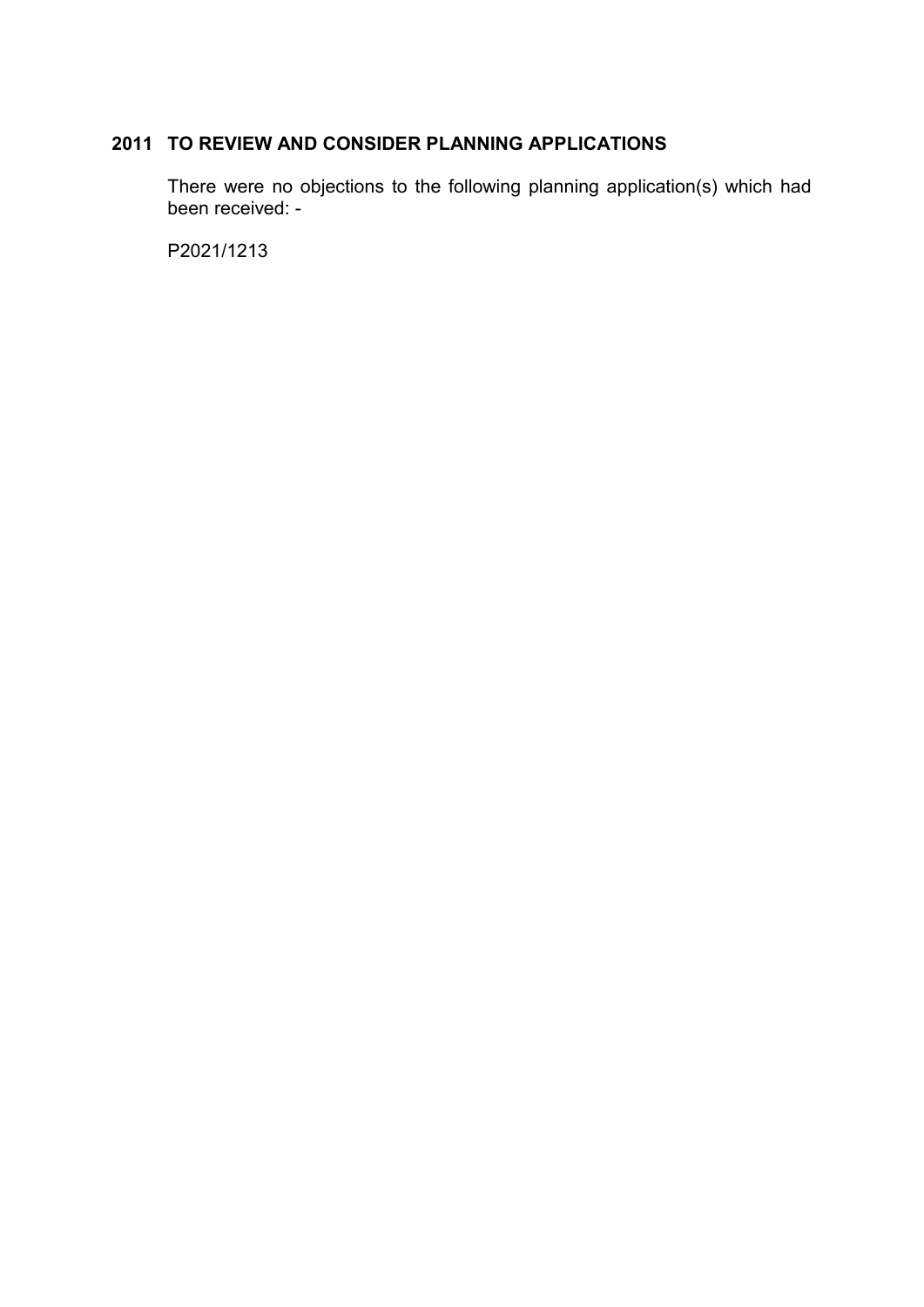## 2011 TO REVIEW AND CONSIDER PLANNING APPLICATIONS

There were no objections to the following planning application(s) which had been received: -

P2021/1213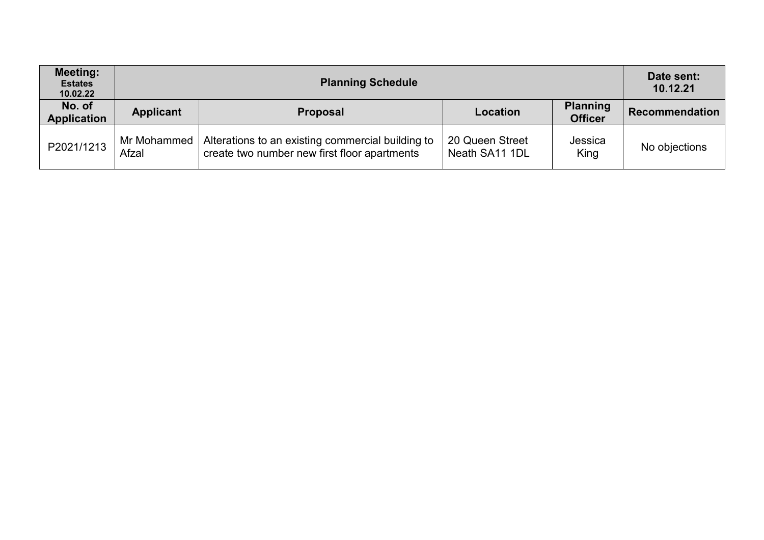| **Meeting:** **Estates** **10.02.22** | **Planning Schedule** | | | | **Date sent: 10.12.21** |
|---|---|---|---|---|---|
| **No. of Application** | **Applicant** | **Proposal** | **Location** | **Planning Officer** | **Recommendation** |
| P2021/1213 | Mr Mohammed Afzal | Alterations to an existing commercial building to create two number new first floor apartments | 20 Queen Street Neath SA11 1DL | Jessica King | No objections |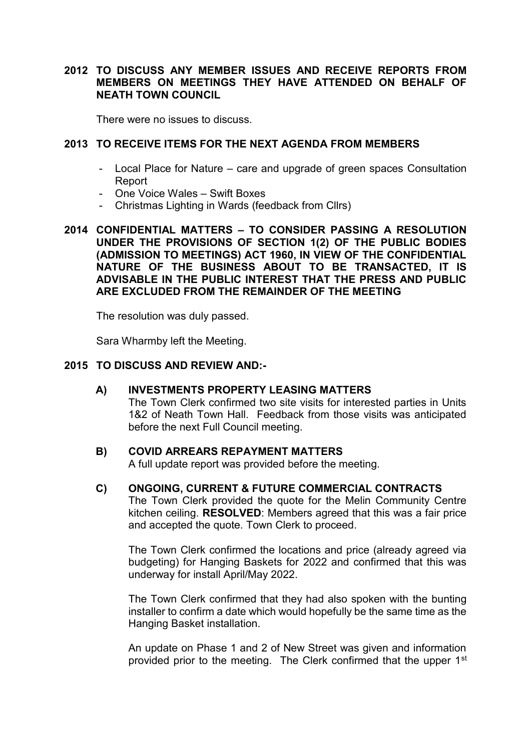**2012 TO DISCUSS ANY MEMBER ISSUES AND RECEIVE REPORTS FROM MEMBERS ON MEETINGS THEY HAVE ATTENDED ON BEHALF OF NEATH TOWN COUNCIL**

There were no issues to discuss.

**2013 TO RECEIVE ITEMS FOR THE NEXT AGENDA FROM MEMBERS**

- Local Place for Nature – care and upgrade of green spaces Consultation Report
- One Voice Wales – Swift Boxes
- Christmas Lighting in Wards (feedback from Cllrs)

**2014 CONFIDENTIAL MATTERS – TO CONSIDER PASSING A RESOLUTION UNDER THE PROVISIONS OF SECTION 1(2) OF THE PUBLIC BODIES (ADMISSION TO MEETINGS) ACT 1960, IN VIEW OF THE CONFIDENTIAL NATURE OF THE BUSINESS ABOUT TO BE TRANSACTED, IT IS ADVISABLE IN THE PUBLIC INTEREST THAT THE PRESS AND PUBLIC ARE EXCLUDED FROM THE REMAINDER OF THE MEETING**

The resolution was duly passed.

Sara Wharmby left the Meeting.

**2015 TO DISCUSS AND REVIEW AND:-**

**A) INVESTMENTS PROPERTY LEASING MATTERS**

The Town Clerk confirmed two site visits for interested parties in Units 1&2 of Neath Town Hall. Feedback from those visits was anticipated before the next Full Council meeting.

**B) COVID ARREARS REPAYMENT MATTERS**

A full update report was provided before the meeting.

**C) ONGOING, CURRENT & FUTURE COMMERCIAL CONTRACTS**

The Town Clerk provided the quote for the Melin Community Centre kitchen ceiling. **RESOLVED**: Members agreed that this was a fair price and accepted the quote. Town Clerk to proceed.

The Town Clerk confirmed the locations and price (already agreed via budgeting) for Hanging Baskets for 2022 and confirmed that this was underway for install April/May 2022.

The Town Clerk confirmed that they had also spoken with the bunting installer to confirm a date which would hopefully be the same time as the Hanging Basket installation.

An update on Phase 1 and 2 of New Street was given and information provided prior to the meeting. The Clerk confirmed that the upper 1st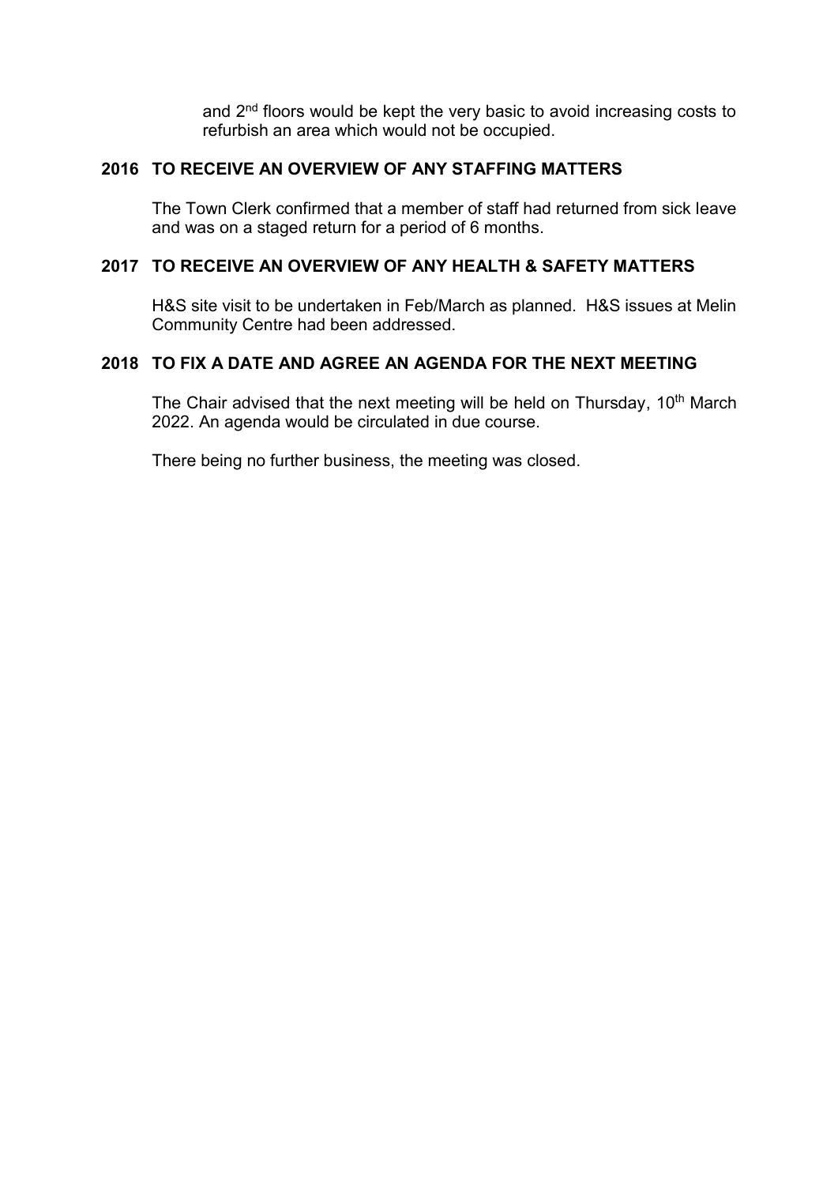and 2nd floors would be kept the very basic to avoid increasing costs to refurbish an area which would not be occupied.

## 2016 TO RECEIVE AN OVERVIEW OF ANY STAFFING MATTERS

The Town Clerk confirmed that a member of staff had returned from sick leave and was on a staged return for a period of 6 months.

## 2017 TO RECEIVE AN OVERVIEW OF ANY HEALTH & SAFETY MATTERS

H&S site visit to be undertaken in Feb/March as planned. H&S issues at Melin Community Centre had been addressed.

## 2018 TO FIX A DATE AND AGREE AN AGENDA FOR THE NEXT MEETING

The Chair advised that the next meeting will be held on Thursday, 10th March 2022. An agenda would be circulated in due course.

There being no further business, the meeting was closed.